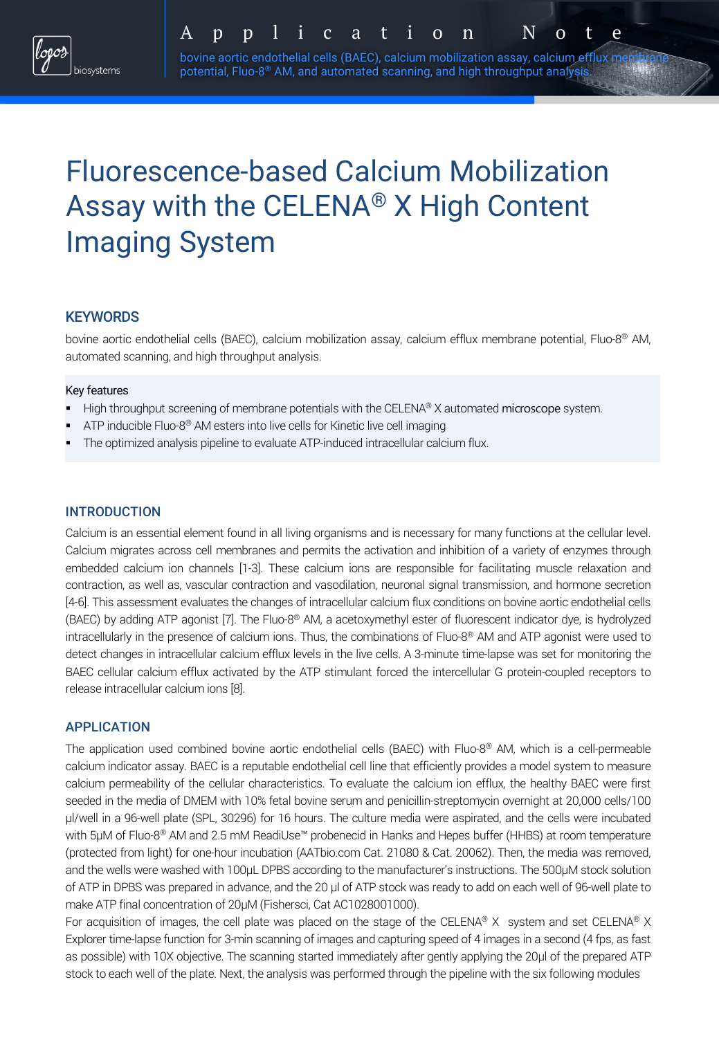Application Note

bovine aortic endothelial cells (BAEC), calcium mobilization assay, calcium efflux membrane potential, Fluo-8® AM, and automated scanning, and high throughput analysis.

# Fluorescence-based Calcium Mobilization Assay with the CELENA® X High Content Imaging System

## KEYWORDS

bovine aortic endothelial cells (BAEC), calcium mobilization assay, calcium efflux membrane potential, Fluo-8® AM, automated scanning, and high throughput analysis.

Key features

- High throughput screening of membrane potentials with the CELENA® X automated microscope system.
- ATP inducible Fluo-8® AM esters into live cells for Kinetic live cell imaging
- The optimized analysis pipeline to evaluate ATP-induced intracellular calcium flux.

## INTRODUCTION

Calcium is an essential element found in all living organisms and is necessary for many functions at the cellular level. Calcium migrates across cell membranes and permits the activation and inhibition of a variety of enzymes through embedded calcium ion channels [1-3]. These calcium ions are responsible for facilitating muscle relaxation and contraction, as well as, vascular contraction and vasodilation, neuronal signal transmission, and hormone secretion [4-6]. This assessment evaluates the changes of intracellular calcium flux conditions on bovine aortic endothelial cells (BAEC) by adding ATP agonist [7]. The Fluo-8® AM, a acetoxymethyl ester of fluorescent indicator dye, is hydrolyzed intracellularly in the presence of calcium ions. Thus, the combinations of Fluo-8® AM and ATP agonist were used to detect changes in intracellular calcium efflux levels in the live cells. A 3-minute time-lapse was set for monitoring the BAEC cellular calcium efflux activated by the ATP stimulant forced the intercellular G protein-coupled receptors to release intracellular calcium ions [8].

## APPLICATION

The application used combined bovine aortic endothelial cells (BAEC) with Fluo-8® AM, which is a cell-permeable calcium indicator assay. BAEC is a reputable endothelial cell line that efficiently provides a model system to measure calcium permeability of the cellular characteristics. To evaluate the calcium ion efflux, the healthy BAEC were first seeded in the media of DMEM with 10% fetal bovine serum and penicillin-streptomycin overnight at 20,000 cells/100 µl/well in a 96-well plate (SPL, 30296) for 16 hours. The culture media were aspirated, and the cells were incubated with 5µM of Fluo-8® AM and 2.5 mM ReadiUse™ probenecid in Hanks and Hepes buffer (HHBS) at room temperature (protected from light) for one-hour incubation (AATbio.com Cat. 21080 & Cat. 20062). Then, the media was removed, and the wells were washed with 100µL DPBS according to the manufacturer's instructions. The 500µM stock solution of ATP in DPBS was prepared in advance, and the 20 µl of ATP stock was ready to add on each well of 96-well plate to make ATP final concentration of 20µM (Fishersci, Cat AC1028001000).

For acquisition of images, the cell plate was placed on the stage of the CELENA® X system and set CELENA® X Explorer time-lapse function for 3-min scanning of images and capturing speed of 4 images in a second (4 fps, as fast as possible) with 10X objective. The scanning started immediately after gently applying the 20µl of the prepared ATP stock to each well of the plate. Next, the analysis was performed through the pipeline with the six following modules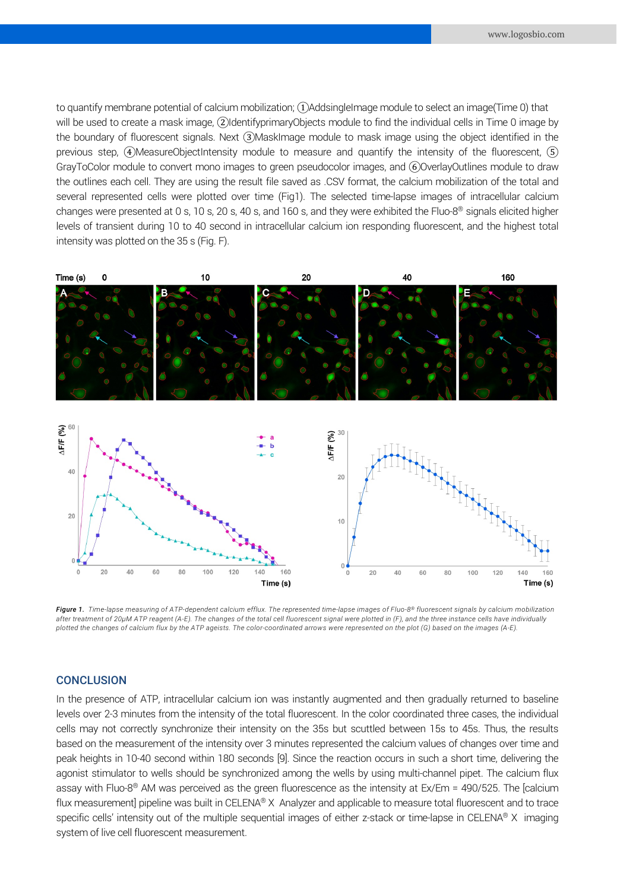to quantify membrane potential of calcium mobilization; ①AddsingleImage module to select an image(Time 0) that will be used to create a mask image, ②IdentifyprimaryObjects module to find the individual cells in Time 0 image by the boundary of fluorescent signals. Next ③MaskImage module to mask image using the object identified in the previous step, ④MeasureObjectIntensity module to measure and quantify the intensity of the fluorescent, ⑤ GrayToColor module to convert mono images to green pseudocolor images, and ⑥OverlayOutlines module to draw the outlines each cell. They are using the result file saved as .CSV format, the calcium mobilization of the total and several represented cells were plotted over time (Fig1). The selected time-lapse images of intracellular calcium changes were presented at 0 s, 10 s, 20 s, 40 s, and 160 s, and they were exhibited the Fluo-8® signals elicited higher levels of transient during 10 to 40 second in intracellular calcium ion responding fluorescent, and the highest total intensity was plotted on the 35 s (Fig. F).

*Figure 1. Time-lapse measuring of ATP-dependent calcium efflux. The represented time-lapse images of Fluo-8® fluorescent signals by calcium mobilization after treatment of 20μM ATP reagent (A-E). The changes of the total cell fluorescent signal were plotted in (F), and the three instance cells have individually plotted the changes of calcium flux by the ATP ageists. The color-coordinated arrows were represented on the plot (G) based on the images (A-E).*

## CONCLUSION

In the presence of ATP, intracellular calcium ion was instantly augmented and then gradually returned to baseline levels over 2-3 minutes from the intensity of the total fluorescent. In the color coordinated three cases, the individual cells may not correctly synchronize their intensity on the 35s but scuttled between 15s to 45s. Thus, the results based on the measurement of the intensity over 3 minutes represented the calcium values of changes over time and peak heights in 10-40 second within 180 seconds [9]. Since the reaction occurs in such a short time, delivering the agonist stimulator to wells should be synchronized among the wells by using multi-channel pipet. The calcium flux assay with Fluo-8® AM was perceived as the green fluorescence as the intensity at Ex/Em = 490/525. The [calcium flux measurement] pipeline was built in CELENA® X Analyzer and applicable to measure total fluorescent and to trace specific cells' intensity out of the multiple sequential images of either z-stack or time-lapse in CELENA® X imaging system of live cell fluorescent measurement.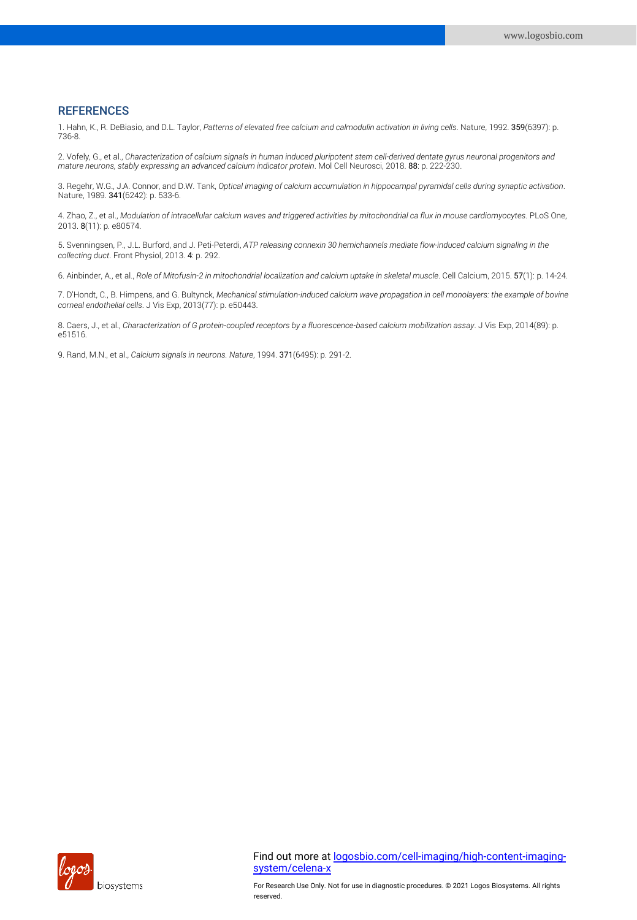## REFERENCES

1. Hahn, K., R. DeBiasio, and D.L. Taylor, *Patterns of elevated free calcium and calmodulin activation in living cells*. Nature, 1992. **359**(6397): p. 736-8.

2. Vofely, G., et al., *Characterization of calcium signals in human induced pluripotent stem cell-derived dentate gyrus neuronal progenitors and mature neurons, stably expressing an advanced calcium indicator protein*. Mol Cell Neurosci, 2018. **88**: p. 222-230.

3. Regehr, W.G., J.A. Connor, and D.W. Tank, *Optical imaging of calcium accumulation in hippocampal pyramidal cells during synaptic activation*. Nature, 1989. **341**(6242): p. 533-6.

4. Zhao, Z., et al., *Modulation of intracellular calcium waves and triggered activities by mitochondrial ca flux in mouse cardiomyocytes*. PLoS One, 2013. **8**(11): p. e80574.

5. Svenningsen, P., J.L. Burford, and J. Peti-Peterdi, *ATP releasing connexin 30 hemichannels mediate flow-induced calcium signaling in the collecting duct*. Front Physiol, 2013. **4**: p. 292.

6. Ainbinder, A., et al., *Role of Mitofusin-2 in mitochondrial localization and calcium uptake in skeletal muscle*. Cell Calcium, 2015. **57**(1): p. 14-24.

7. D'Hondt, C., B. Himpens, and G. Bultynck, *Mechanical stimulation-induced calcium wave propagation in cell monolayers: the example of bovine corneal endothelial cells*. J Vis Exp, 2013(77): p. e50443.

8. Caers, J., et al., *Characterization of G protein-coupled receptors by a fluorescence-based calcium mobilization assay*. J Vis Exp, 2014(89): p. e51516.

9. Rand, M.N., et al., *Calcium signals in neurons. Nature*, 1994. **371**(6495): p. 291-2.

Find out more at [logosbio.com/cell-imaging/high-content-imaging-system/celena-x](logosbio.com/cell-imaging/high-content-imaging-system/celena-x)

For Research Use Only. Not for use in diagnostic procedures. © 2021 Logos Biosystems. All rights reserved.